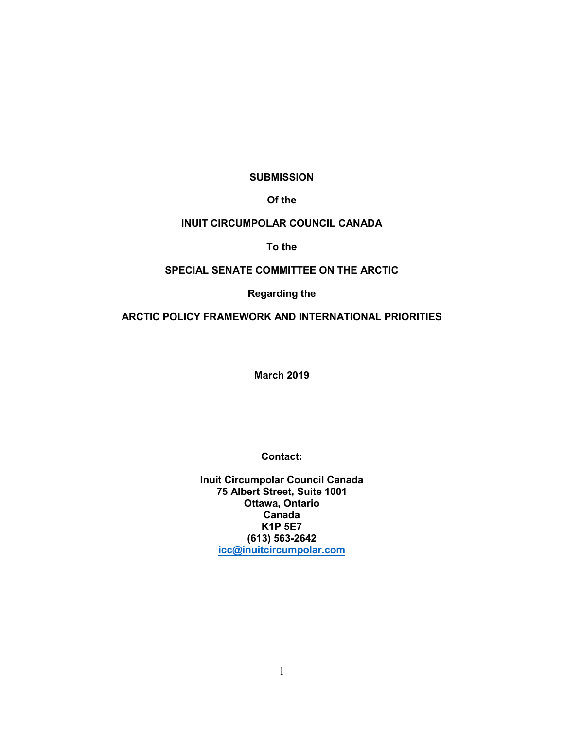**SUBMISSION**

**Of the**

**INUIT CIRCUMPOLAR COUNCIL CANADA**

**To the**

**SPECIAL SENATE COMMITTEE ON THE ARCTIC**

**Regarding the**

**ARCTIC POLICY FRAMEWORK AND INTERNATIONAL PRIORITIES**

**March 2019**

**Contact:**

**Inuit Circumpolar Council Canada**
**75 Albert Street, Suite 1001**
**Ottawa, Ontario**
**Canada**
**K1P 5E7**
**(613) 563-2642**
**icc@inuitcircumpolar.com**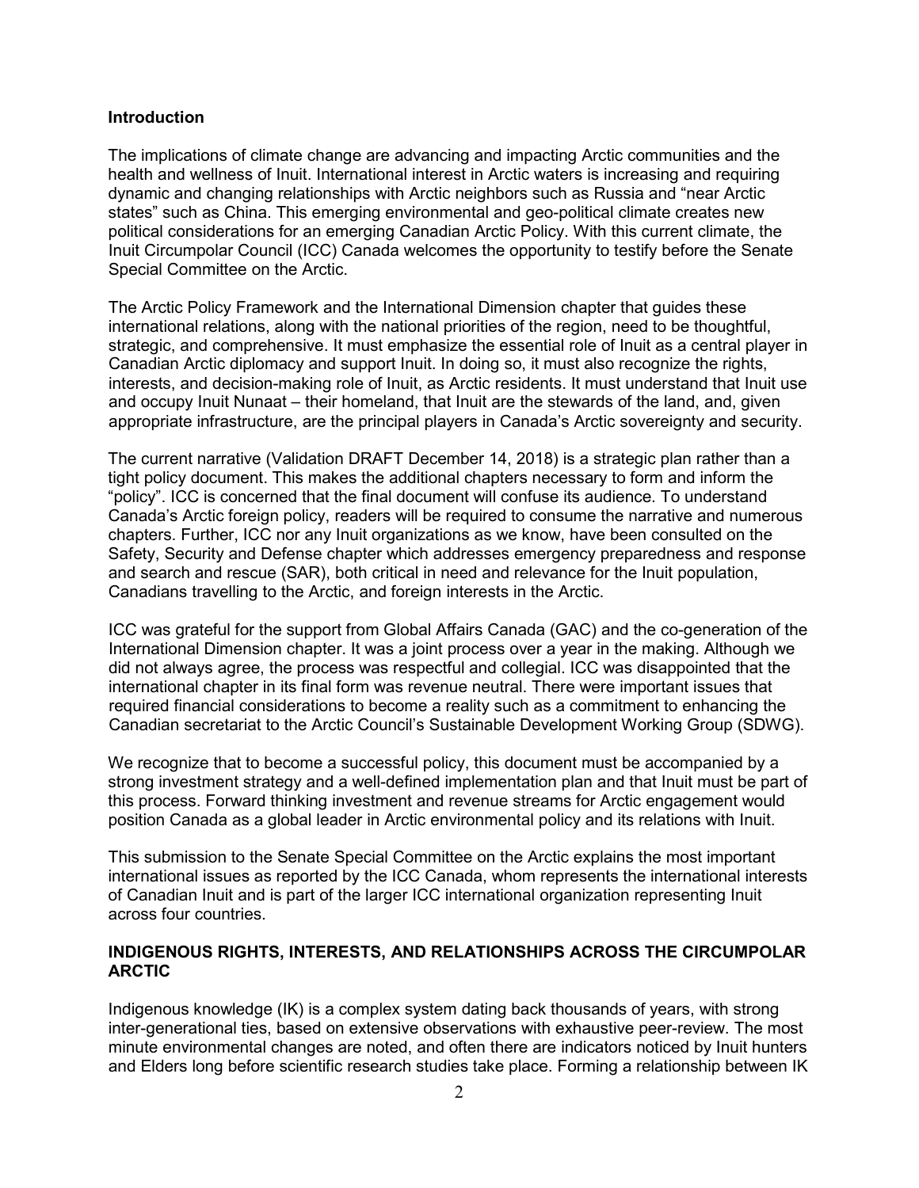**Introduction**

The implications of climate change are advancing and impacting Arctic communities and the health and wellness of Inuit. International interest in Arctic waters is increasing and requiring dynamic and changing relationships with Arctic neighbors such as Russia and “near Arctic states” such as China. This emerging environmental and geo-political climate creates new political considerations for an emerging Canadian Arctic Policy. With this current climate, the Inuit Circumpolar Council (ICC) Canada welcomes the opportunity to testify before the Senate Special Committee on the Arctic.

The Arctic Policy Framework and the International Dimension chapter that guides these international relations, along with the national priorities of the region, need to be thoughtful, strategic, and comprehensive. It must emphasize the essential role of Inuit as a central player in Canadian Arctic diplomacy and support Inuit. In doing so, it must also recognize the rights, interests, and decision-making role of Inuit, as Arctic residents. It must understand that Inuit use and occupy Inuit Nunaat – their homeland, that Inuit are the stewards of the land, and, given appropriate infrastructure, are the principal players in Canada’s Arctic sovereignty and security.

The current narrative (Validation DRAFT December 14, 2018) is a strategic plan rather than a tight policy document. This makes the additional chapters necessary to form and inform the “policy”. ICC is concerned that the final document will confuse its audience. To understand Canada’s Arctic foreign policy, readers will be required to consume the narrative and numerous chapters. Further, ICC nor any Inuit organizations as we know, have been consulted on the Safety, Security and Defense chapter which addresses emergency preparedness and response and search and rescue (SAR), both critical in need and relevance for the Inuit population, Canadians travelling to the Arctic, and foreign interests in the Arctic.

ICC was grateful for the support from Global Affairs Canada (GAC) and the co-generation of the International Dimension chapter. It was a joint process over a year in the making. Although we did not always agree, the process was respectful and collegial. ICC was disappointed that the international chapter in its final form was revenue neutral. There were important issues that required financial considerations to become a reality such as a commitment to enhancing the Canadian secretariat to the Arctic Council’s Sustainable Development Working Group (SDWG).

We recognize that to become a successful policy, this document must be accompanied by a strong investment strategy and a well-defined implementation plan and that Inuit must be part of this process. Forward thinking investment and revenue streams for Arctic engagement would position Canada as a global leader in Arctic environmental policy and its relations with Inuit.

This submission to the Senate Special Committee on the Arctic explains the most important international issues as reported by the ICC Canada, whom represents the international interests of Canadian Inuit and is part of the larger ICC international organization representing Inuit across four countries.

**INDIGENOUS RIGHTS, INTERESTS, AND RELATIONSHIPS ACROSS THE CIRCUMPOLAR ARCTIC**

Indigenous knowledge (IK) is a complex system dating back thousands of years, with strong inter-generational ties, based on extensive observations with exhaustive peer-review. The most minute environmental changes are noted, and often there are indicators noticed by Inuit hunters and Elders long before scientific research studies take place. Forming a relationship between IK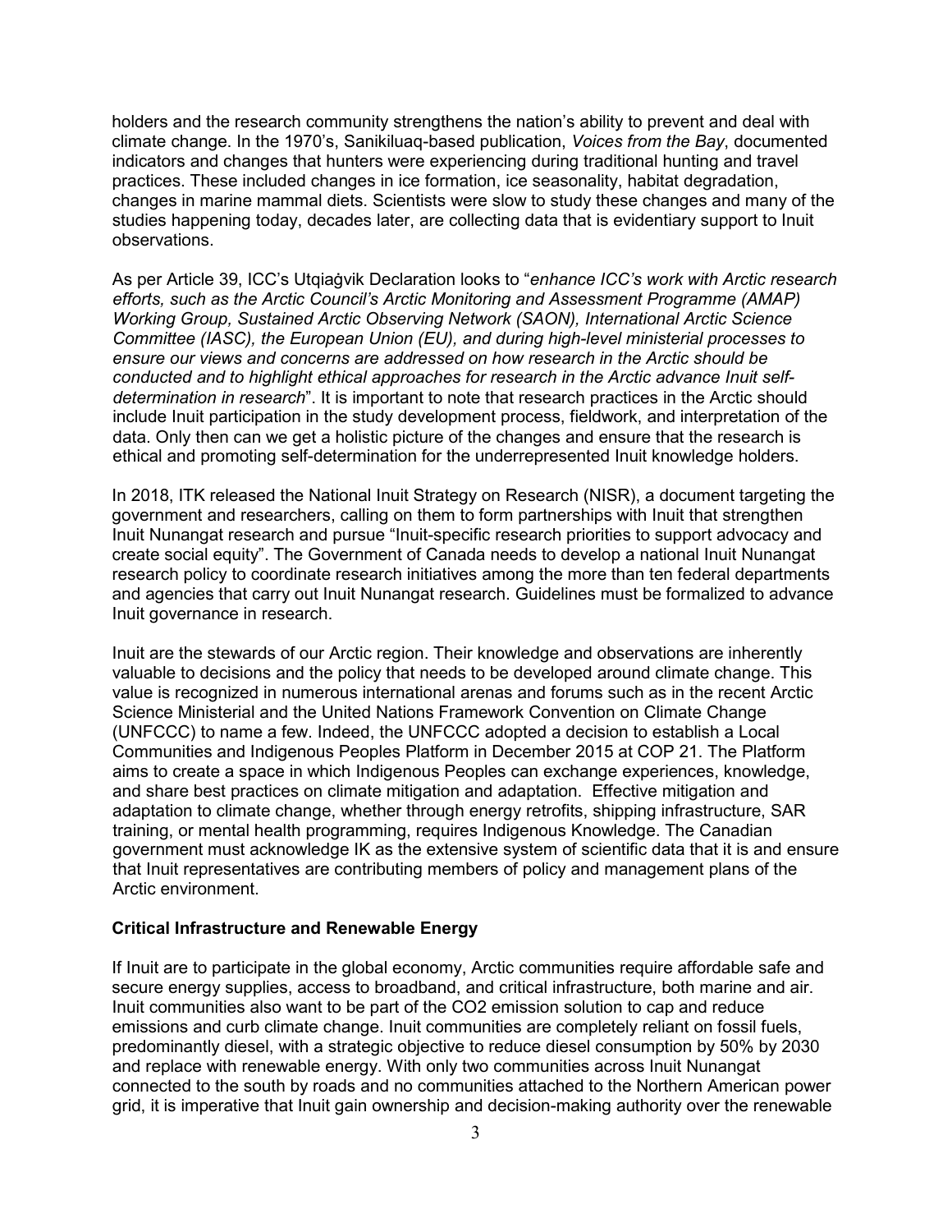holders and the research community strengthens the nation's ability to prevent and deal with climate change. In the 1970's, Sanikiluaq-based publication, *Voices from the Bay*, documented indicators and changes that hunters were experiencing during traditional hunting and travel practices. These included changes in ice formation, ice seasonality, habitat degradation, changes in marine mammal diets. Scientists were slow to study these changes and many of the studies happening today, decades later, are collecting data that is evidentiary support to Inuit observations.

As per Article 39, ICC's Utqiaġvik Declaration looks to "*enhance ICC's work with Arctic research efforts, such as the Arctic Council's Arctic Monitoring and Assessment Programme (AMAP) Working Group, Sustained Arctic Observing Network (SAON), International Arctic Science Committee (IASC), the European Union (EU), and during high-level ministerial processes to ensure our views and concerns are addressed on how research in the Arctic should be conducted and to highlight ethical approaches for research in the Arctic advance Inuit self-determination in research*". It is important to note that research practices in the Arctic should include Inuit participation in the study development process, fieldwork, and interpretation of the data. Only then can we get a holistic picture of the changes and ensure that the research is ethical and promoting self-determination for the underrepresented Inuit knowledge holders.

In 2018, ITK released the National Inuit Strategy on Research (NISR), a document targeting the government and researchers, calling on them to form partnerships with Inuit that strengthen Inuit Nunangat research and pursue "Inuit-specific research priorities to support advocacy and create social equity". The Government of Canada needs to develop a national Inuit Nunangat research policy to coordinate research initiatives among the more than ten federal departments and agencies that carry out Inuit Nunangat research. Guidelines must be formalized to advance Inuit governance in research.

Inuit are the stewards of our Arctic region. Their knowledge and observations are inherently valuable to decisions and the policy that needs to be developed around climate change. This value is recognized in numerous international arenas and forums such as in the recent Arctic Science Ministerial and the United Nations Framework Convention on Climate Change (UNFCCC) to name a few. Indeed, the UNFCCC adopted a decision to establish a Local Communities and Indigenous Peoples Platform in December 2015 at COP 21. The Platform aims to create a space in which Indigenous Peoples can exchange experiences, knowledge, and share best practices on climate mitigation and adaptation. Effective mitigation and adaptation to climate change, whether through energy retrofits, shipping infrastructure, SAR training, or mental health programming, requires Indigenous Knowledge. The Canadian government must acknowledge IK as the extensive system of scientific data that it is and ensure that Inuit representatives are contributing members of policy and management plans of the Arctic environment.

**Critical Infrastructure and Renewable Energy**

If Inuit are to participate in the global economy, Arctic communities require affordable safe and secure energy supplies, access to broadband, and critical infrastructure, both marine and air. Inuit communities also want to be part of the $CO_2$ emission solution to cap and reduce emissions and curb climate change. Inuit communities are completely reliant on fossil fuels, predominantly diesel, with a strategic objective to reduce diesel consumption by 50% by 2030 and replace with renewable energy. With only two communities across Inuit Nunangat connected to the south by roads and no communities attached to the Northern American power grid, it is imperative that Inuit gain ownership and decision-making authority over the renewable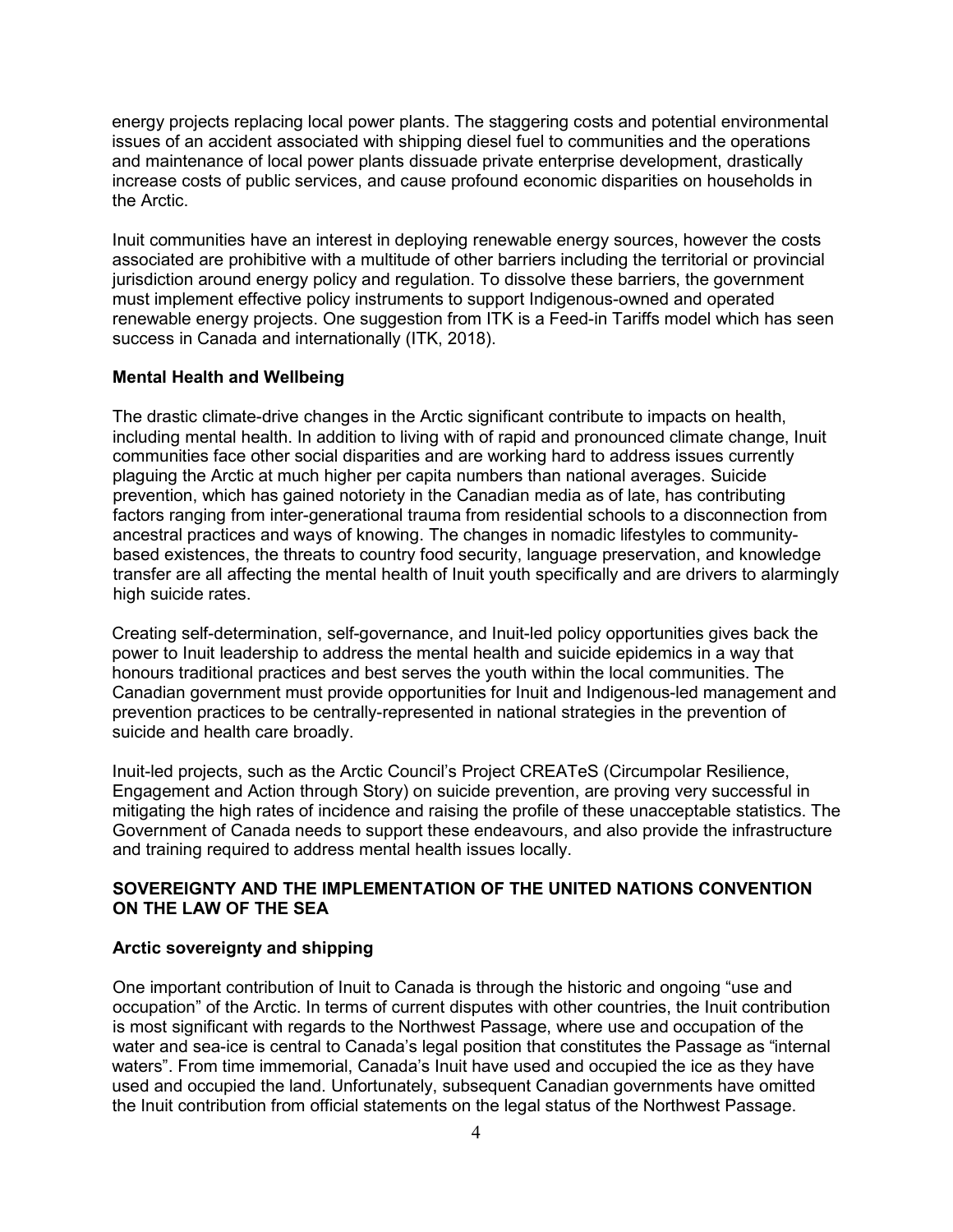energy projects replacing local power plants. The staggering costs and potential environmental issues of an accident associated with shipping diesel fuel to communities and the operations and maintenance of local power plants dissuade private enterprise development, drastically increase costs of public services, and cause profound economic disparities on households in the Arctic.

Inuit communities have an interest in deploying renewable energy sources, however the costs associated are prohibitive with a multitude of other barriers including the territorial or provincial jurisdiction around energy policy and regulation. To dissolve these barriers, the government must implement effective policy instruments to support Indigenous-owned and operated renewable energy projects. One suggestion from ITK is a Feed-in Tariffs model which has seen success in Canada and internationally (ITK, 2018).

### Mental Health and Wellbeing

The drastic climate-drive changes in the Arctic significant contribute to impacts on health, including mental health. In addition to living with of rapid and pronounced climate change, Inuit communities face other social disparities and are working hard to address issues currently plaguing the Arctic at much higher per capita numbers than national averages. Suicide prevention, which has gained notoriety in the Canadian media as of late, has contributing factors ranging from inter-generational trauma from residential schools to a disconnection from ancestral practices and ways of knowing. The changes in nomadic lifestyles to community-based existences, the threats to country food security, language preservation, and knowledge transfer are all affecting the mental health of Inuit youth specifically and are drivers to alarmingly high suicide rates.

Creating self-determination, self-governance, and Inuit-led policy opportunities gives back the power to Inuit leadership to address the mental health and suicide epidemics in a way that honours traditional practices and best serves the youth within the local communities. The Canadian government must provide opportunities for Inuit and Indigenous-led management and prevention practices to be centrally-represented in national strategies in the prevention of suicide and health care broadly.

Inuit-led projects, such as the Arctic Council's Project CREATeS (Circumpolar Resilience, Engagement and Action through Story) on suicide prevention, are proving very successful in mitigating the high rates of incidence and raising the profile of these unacceptable statistics. The Government of Canada needs to support these endeavours, and also provide the infrastructure and training required to address mental health issues locally.

## SOVEREIGNTY AND THE IMPLEMENTATION OF THE UNITED NATIONS CONVENTION ON THE LAW OF THE SEA

### Arctic sovereignty and shipping

One important contribution of Inuit to Canada is through the historic and ongoing "use and occupation" of the Arctic. In terms of current disputes with other countries, the Inuit contribution is most significant with regards to the Northwest Passage, where use and occupation of the water and sea-ice is central to Canada's legal position that constitutes the Passage as "internal waters". From time immemorial, Canada's Inuit have used and occupied the ice as they have used and occupied the land. Unfortunately, subsequent Canadian governments have omitted the Inuit contribution from official statements on the legal status of the Northwest Passage.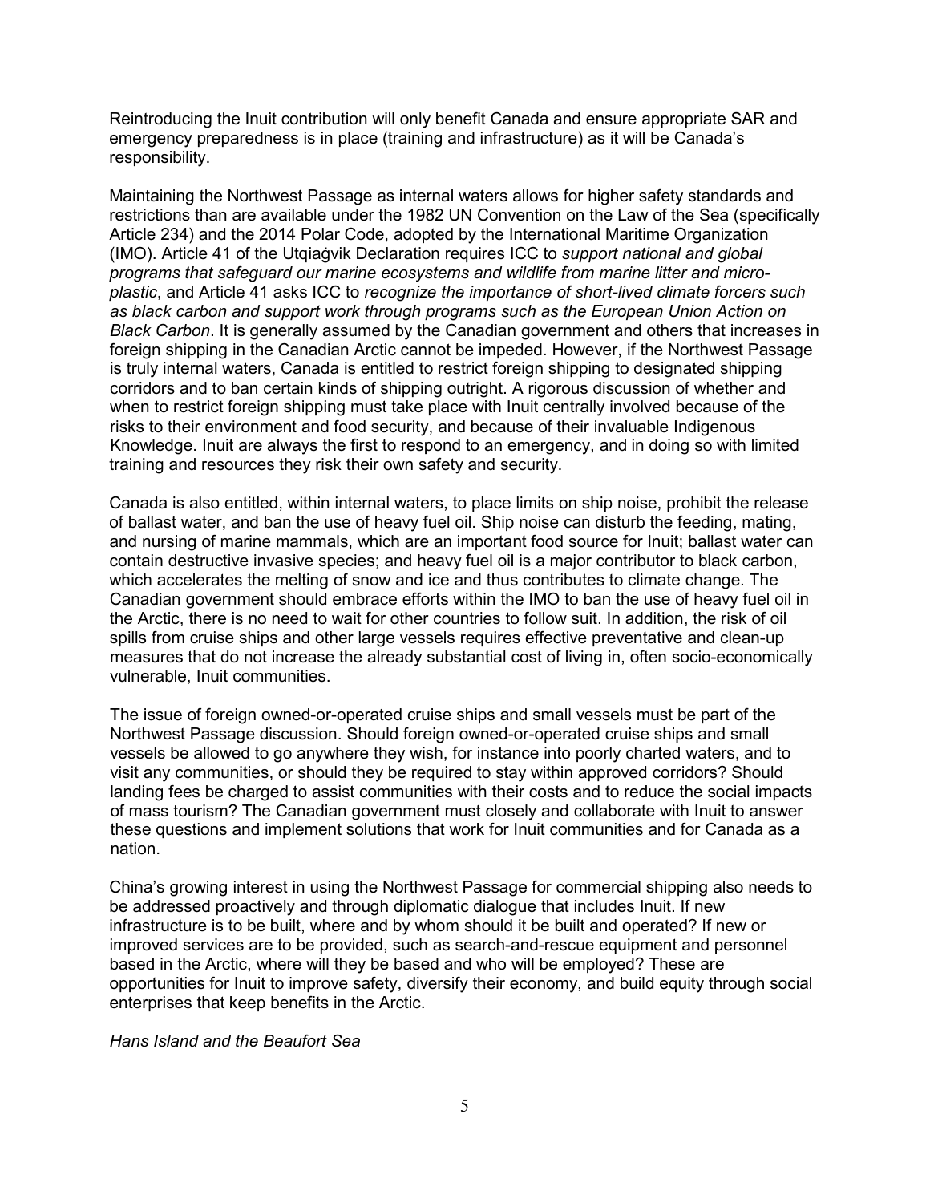Reintroducing the Inuit contribution will only benefit Canada and ensure appropriate SAR and emergency preparedness is in place (training and infrastructure) as it will be Canada's responsibility.

Maintaining the Northwest Passage as internal waters allows for higher safety standards and restrictions than are available under the 1982 UN Convention on the Law of the Sea (specifically Article 234) and the 2014 Polar Code, adopted by the International Maritime Organization (IMO). Article 41 of the Utqiaġvik Declaration requires ICC to *support national and global programs that safeguard our marine ecosystems and wildlife from marine litter and micro-plastic*, and Article 41 asks ICC to *recognize the importance of short-lived climate forcers such as black carbon and support work through programs such as the European Union Action on Black Carbon*. It is generally assumed by the Canadian government and others that increases in foreign shipping in the Canadian Arctic cannot be impeded. However, if the Northwest Passage is truly internal waters, Canada is entitled to restrict foreign shipping to designated shipping corridors and to ban certain kinds of shipping outright. A rigorous discussion of whether and when to restrict foreign shipping must take place with Inuit centrally involved because of the risks to their environment and food security, and because of their invaluable Indigenous Knowledge. Inuit are always the first to respond to an emergency, and in doing so with limited training and resources they risk their own safety and security.

Canada is also entitled, within internal waters, to place limits on ship noise, prohibit the release of ballast water, and ban the use of heavy fuel oil. Ship noise can disturb the feeding, mating, and nursing of marine mammals, which are an important food source for Inuit; ballast water can contain destructive invasive species; and heavy fuel oil is a major contributor to black carbon, which accelerates the melting of snow and ice and thus contributes to climate change. The Canadian government should embrace efforts within the IMO to ban the use of heavy fuel oil in the Arctic, there is no need to wait for other countries to follow suit. In addition, the risk of oil spills from cruise ships and other large vessels requires effective preventative and clean-up measures that do not increase the already substantial cost of living in, often socio-economically vulnerable, Inuit communities.

The issue of foreign owned-or-operated cruise ships and small vessels must be part of the Northwest Passage discussion. Should foreign owned-or-operated cruise ships and small vessels be allowed to go anywhere they wish, for instance into poorly charted waters, and to visit any communities, or should they be required to stay within approved corridors? Should landing fees be charged to assist communities with their costs and to reduce the social impacts of mass tourism? The Canadian government must closely and collaborate with Inuit to answer these questions and implement solutions that work for Inuit communities and for Canada as a nation.

China's growing interest in using the Northwest Passage for commercial shipping also needs to be addressed proactively and through diplomatic dialogue that includes Inuit. If new infrastructure is to be built, where and by whom should it be built and operated? If new or improved services are to be provided, such as search-and-rescue equipment and personnel based in the Arctic, where will they be based and who will be employed? These are opportunities for Inuit to improve safety, diversify their economy, and build equity through social enterprises that keep benefits in the Arctic.

*Hans Island and the Beaufort Sea*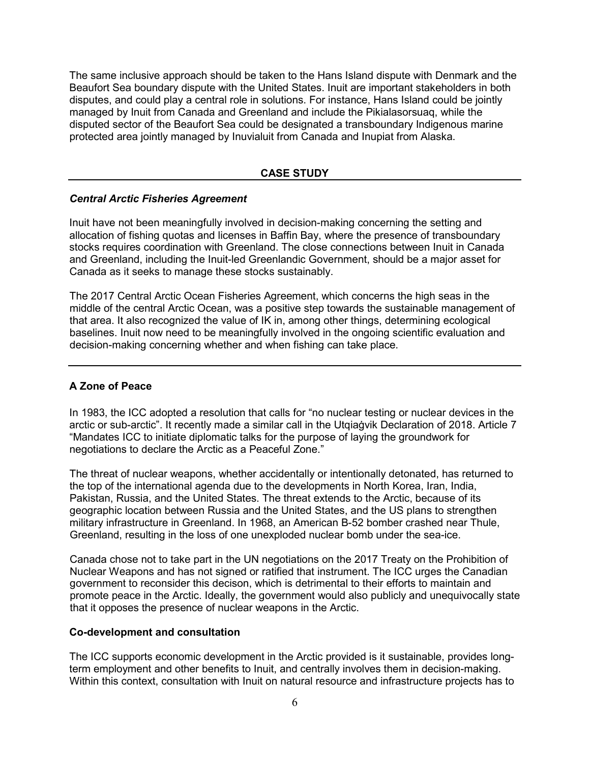The same inclusive approach should be taken to the Hans Island dispute with Denmark and the Beaufort Sea boundary dispute with the United States. Inuit are important stakeholders in both disputes, and could play a central role in solutions. For instance, Hans Island could be jointly managed by Inuit from Canada and Greenland and include the Pikialasorsuaq, while the disputed sector of the Beaufort Sea could be designated a transboundary Indigenous marine protected area jointly managed by Inuvialuit from Canada and Inupiat from Alaska.

---

**CASE STUDY**

---

***Central Arctic Fisheries Agreement***

Inuit have not been meaningfully involved in decision-making concerning the setting and allocation of fishing quotas and licenses in Baffin Bay, where the presence of transboundary stocks requires coordination with Greenland. The close connections between Inuit in Canada and Greenland, including the Inuit-led Greenlandic Government, should be a major asset for Canada as it seeks to manage these stocks sustainably.

The 2017 Central Arctic Ocean Fisheries Agreement, which concerns the high seas in the middle of the central Arctic Ocean, was a positive step towards the sustainable management of that area. It also recognized the value of IK in, among other things, determining ecological baselines. Inuit now need to be meaningfully involved in the ongoing scientific evaluation and decision-making concerning whether and when fishing can take place.

---

### A Zone of Peace

In 1983, the ICC adopted a resolution that calls for "no nuclear testing or nuclear devices in the arctic or sub-arctic". It recently made a similar call in the Utqiaġvik Declaration of 2018. Article 7 "Mandates ICC to initiate diplomatic talks for the purpose of laying the groundwork for negotiations to declare the Arctic as a Peaceful Zone."

The threat of nuclear weapons, whether accidentally or intentionally detonated, has returned to the top of the international agenda due to the developments in North Korea, Iran, India, Pakistan, Russia, and the United States. The threat extends to the Arctic, because of its geographic location between Russia and the United States, and the US plans to strengthen military infrastructure in Greenland. In 1968, an American B-52 bomber crashed near Thule, Greenland, resulting in the loss of one unexploded nuclear bomb under the sea-ice.

Canada chose not to take part in the UN negotiations on the 2017 Treaty on the Prohibition of Nuclear Weapons and has not signed or ratified that instrument. The ICC urges the Canadian government to reconsider this decison, which is detrimental to their efforts to maintain and promote peace in the Arctic. Ideally, the government would also publicly and unequivocally state that it opposes the presence of nuclear weapons in the Arctic.

### Co-development and consultation

The ICC supports economic development in the Arctic provided is it sustainable, provides long-term employment and other benefits to Inuit, and centrally involves them in decision-making. Within this context, consultation with Inuit on natural resource and infrastructure projects has to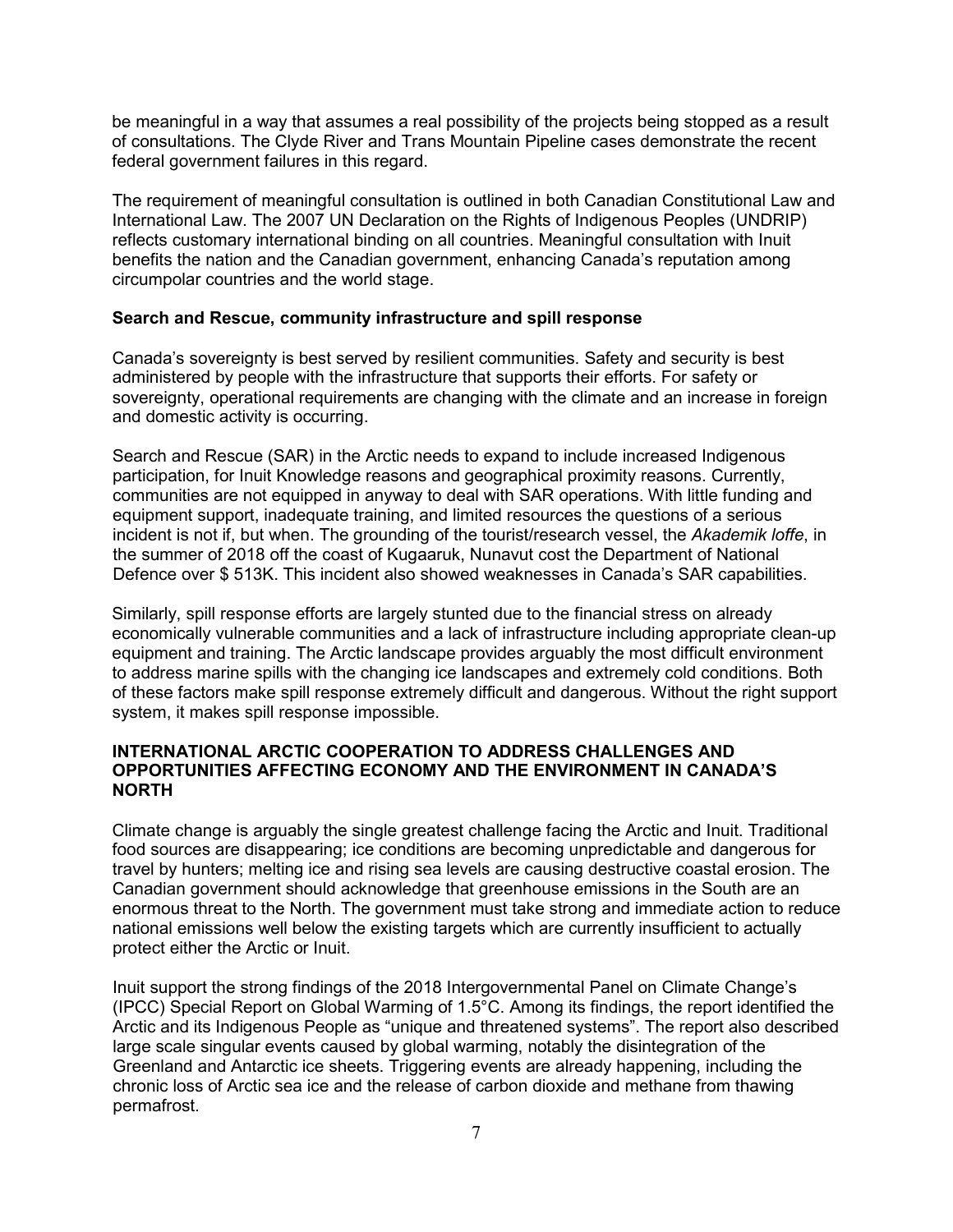be meaningful in a way that assumes a real possibility of the projects being stopped as a result of consultations. The Clyde River and Trans Mountain Pipeline cases demonstrate the recent federal government failures in this regard.

The requirement of meaningful consultation is outlined in both Canadian Constitutional Law and International Law. The 2007 UN Declaration on the Rights of Indigenous Peoples (UNDRIP) reflects customary international binding on all countries. Meaningful consultation with Inuit benefits the nation and the Canadian government, enhancing Canada's reputation among circumpolar countries and the world stage.

**Search and Rescue, community infrastructure and spill response**

Canada's sovereignty is best served by resilient communities. Safety and security is best administered by people with the infrastructure that supports their efforts. For safety or sovereignty, operational requirements are changing with the climate and an increase in foreign and domestic activity is occurring.

Search and Rescue (SAR) in the Arctic needs to expand to include increased Indigenous participation, for Inuit Knowledge reasons and geographical proximity reasons. Currently, communities are not equipped in anyway to deal with SAR operations. With little funding and equipment support, inadequate training, and limited resources the questions of a serious incident is not if, but when. The grounding of the tourist/research vessel, the *Akademik Ioffe*, in the summer of 2018 off the coast of Kugaaruk, Nunavut cost the Department of National Defence over $ 513K. This incident also showed weaknesses in Canada's SAR capabilities.

Similarly, spill response efforts are largely stunted due to the financial stress on already economically vulnerable communities and a lack of infrastructure including appropriate clean-up equipment and training. The Arctic landscape provides arguably the most difficult environment to address marine spills with the changing ice landscapes and extremely cold conditions. Both of these factors make spill response extremely difficult and dangerous. Without the right support system, it makes spill response impossible.

## INTERNATIONAL ARCTIC COOPERATION TO ADDRESS CHALLENGES AND OPPORTUNITIES AFFECTING ECONOMY AND THE ENVIRONMENT IN CANADA'S NORTH

Climate change is arguably the single greatest challenge facing the Arctic and Inuit. Traditional food sources are disappearing; ice conditions are becoming unpredictable and dangerous for travel by hunters; melting ice and rising sea levels are causing destructive coastal erosion. The Canadian government should acknowledge that greenhouse emissions in the South are an enormous threat to the North. The government must take strong and immediate action to reduce national emissions well below the existing targets which are currently insufficient to actually protect either the Arctic or Inuit.

Inuit support the strong findings of the 2018 Intergovernmental Panel on Climate Change's (IPCC) Special Report on Global Warming of 1.5°C. Among its findings, the report identified the Arctic and its Indigenous People as "unique and threatened systems". The report also described large scale singular events caused by global warming, notably the disintegration of the Greenland and Antarctic ice sheets. Triggering events are already happening, including the chronic loss of Arctic sea ice and the release of carbon dioxide and methane from thawing permafrost.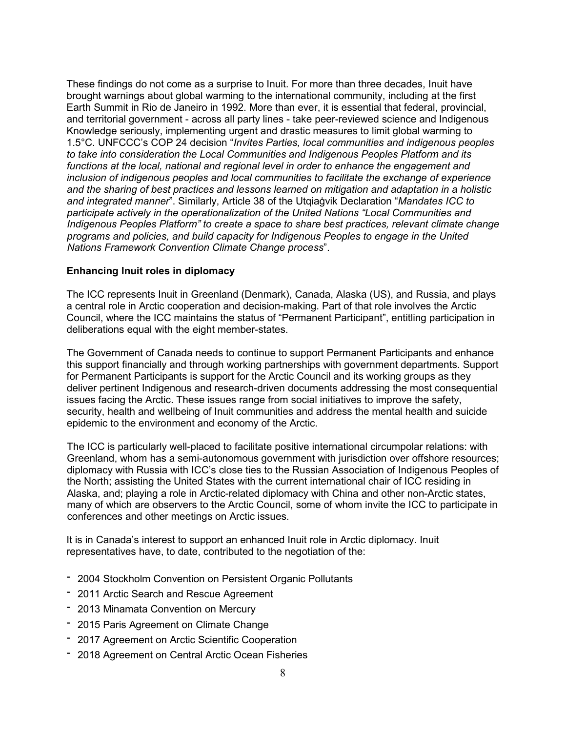These findings do not come as a surprise to Inuit. For more than three decades, Inuit have brought warnings about global warming to the international community, including at the first Earth Summit in Rio de Janeiro in 1992. More than ever, it is essential that federal, provincial, and territorial government - across all party lines - take peer-reviewed science and Indigenous Knowledge seriously, implementing urgent and drastic measures to limit global warming to 1.5°C. UNFCCC's COP 24 decision "*Invites Parties, local communities and indigenous peoples to take into consideration the Local Communities and Indigenous Peoples Platform and its functions at the local, national and regional level in order to enhance the engagement and inclusion of indigenous peoples and local communities to facilitate the exchange of experience and the sharing of best practices and lessons learned on mitigation and adaptation in a holistic and integrated manner*". Similarly, Article 38 of the Utqiaġvik Declaration "*Mandates ICC to participate actively in the operationalization of the United Nations "Local Communities and Indigenous Peoples Platform" to create a space to share best practices, relevant climate change programs and policies, and build capacity for Indigenous Peoples to engage in the United Nations Framework Convention Climate Change process*".

**Enhancing Inuit roles in diplomacy**

The ICC represents Inuit in Greenland (Denmark), Canada, Alaska (US), and Russia, and plays a central role in Arctic cooperation and decision-making. Part of that role involves the Arctic Council, where the ICC maintains the status of "Permanent Participant", entitling participation in deliberations equal with the eight member-states.

The Government of Canada needs to continue to support Permanent Participants and enhance this support financially and through working partnerships with government departments. Support for Permanent Participants is support for the Arctic Council and its working groups as they deliver pertinent Indigenous and research-driven documents addressing the most consequential issues facing the Arctic. These issues range from social initiatives to improve the safety, security, health and wellbeing of Inuit communities and address the mental health and suicide epidemic to the environment and economy of the Arctic.

The ICC is particularly well-placed to facilitate positive international circumpolar relations: with Greenland, whom has a semi-autonomous government with jurisdiction over offshore resources; diplomacy with Russia with ICC's close ties to the Russian Association of Indigenous Peoples of the North; assisting the United States with the current international chair of ICC residing in Alaska, and; playing a role in Arctic-related diplomacy with China and other non-Arctic states, many of which are observers to the Arctic Council, some of whom invite the ICC to participate in conferences and other meetings on Arctic issues.

It is in Canada's interest to support an enhanced Inuit role in Arctic diplomacy. Inuit representatives have, to date, contributed to the negotiation of the:

- 2004 Stockholm Convention on Persistent Organic Pollutants
- 2011 Arctic Search and Rescue Agreement
- 2013 Minamata Convention on Mercury
- 2015 Paris Agreement on Climate Change
- 2017 Agreement on Arctic Scientific Cooperation
- 2018 Agreement on Central Arctic Ocean Fisheries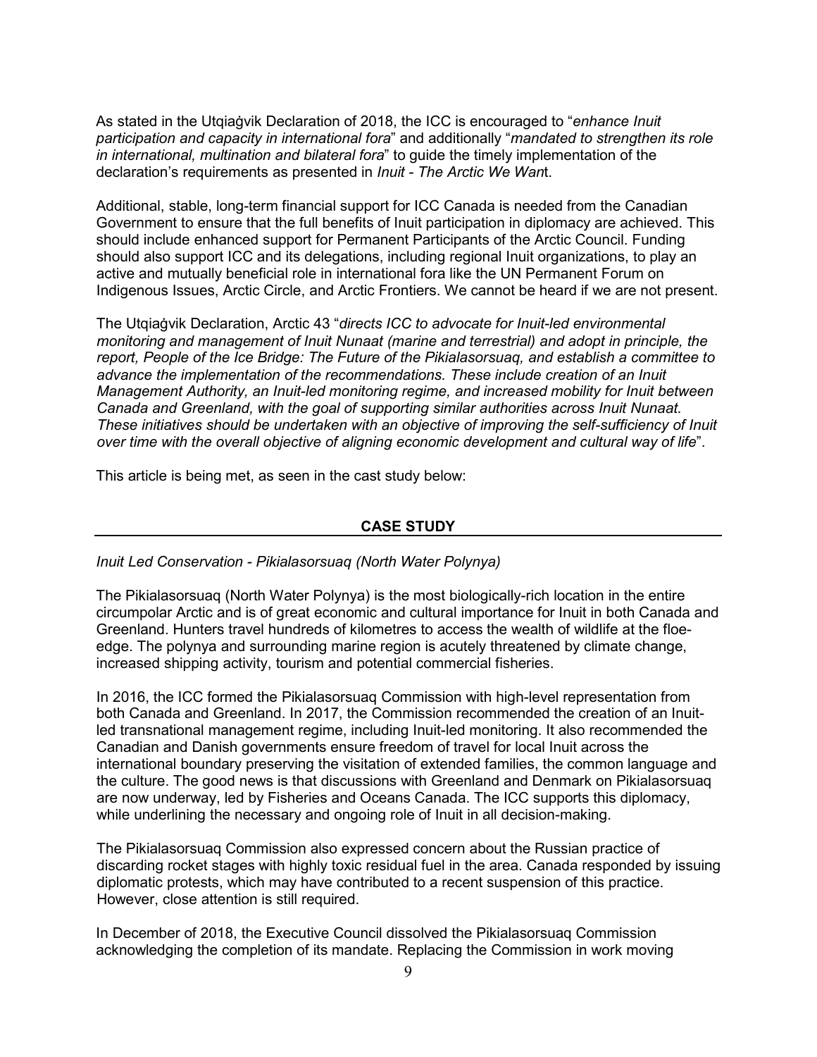As stated in the Utqiaġvik Declaration of 2018, the ICC is encouraged to "*enhance Inuit participation and capacity in international fora*" and additionally "*mandated to strengthen its role in international, multination and bilateral fora*" to guide the timely implementation of the declaration's requirements as presented in *Inuit - The Arctic We Want*.

Additional, stable, long-term financial support for ICC Canada is needed from the Canadian Government to ensure that the full benefits of Inuit participation in diplomacy are achieved. This should include enhanced support for Permanent Participants of the Arctic Council. Funding should also support ICC and its delegations, including regional Inuit organizations, to play an active and mutually beneficial role in international fora like the UN Permanent Forum on Indigenous Issues, Arctic Circle, and Arctic Frontiers. We cannot be heard if we are not present.

The Utqiaġvik Declaration, Arctic 43 "*directs ICC to advocate for Inuit-led environmental monitoring and management of Inuit Nunaat (marine and terrestrial) and adopt in principle, the report, People of the Ice Bridge: The Future of the Pikialasorsuaq, and establish a committee to advance the implementation of the recommendations. These include creation of an Inuit Management Authority, an Inuit-led monitoring regime, and increased mobility for Inuit between Canada and Greenland, with the goal of supporting similar authorities across Inuit Nunaat. These initiatives should be undertaken with an objective of improving the self-sufficiency of Inuit over time with the overall objective of aligning economic development and cultural way of life*".

This article is being met, as seen in the cast study below:

## CASE STUDY

*Inuit Led Conservation - Pikialasorsuaq (North Water Polynya)*

The Pikialasorsuaq (North Water Polynya) is the most biologically-rich location in the entire circumpolar Arctic and is of great economic and cultural importance for Inuit in both Canada and Greenland. Hunters travel hundreds of kilometres to access the wealth of wildlife at the floe-edge. The polynya and surrounding marine region is acutely threatened by climate change, increased shipping activity, tourism and potential commercial fisheries.

In 2016, the ICC formed the Pikialasorsuaq Commission with high-level representation from both Canada and Greenland. In 2017, the Commission recommended the creation of an Inuit-led transnational management regime, including Inuit-led monitoring. It also recommended the Canadian and Danish governments ensure freedom of travel for local Inuit across the international boundary preserving the visitation of extended families, the common language and the culture. The good news is that discussions with Greenland and Denmark on Pikialasorsuaq are now underway, led by Fisheries and Oceans Canada. The ICC supports this diplomacy, while underlining the necessary and ongoing role of Inuit in all decision-making.

The Pikialasorsuaq Commission also expressed concern about the Russian practice of discarding rocket stages with highly toxic residual fuel in the area. Canada responded by issuing diplomatic protests, which may have contributed to a recent suspension of this practice. However, close attention is still required.

In December of 2018, the Executive Council dissolved the Pikialasorsuaq Commission acknowledging the completion of its mandate. Replacing the Commission in work moving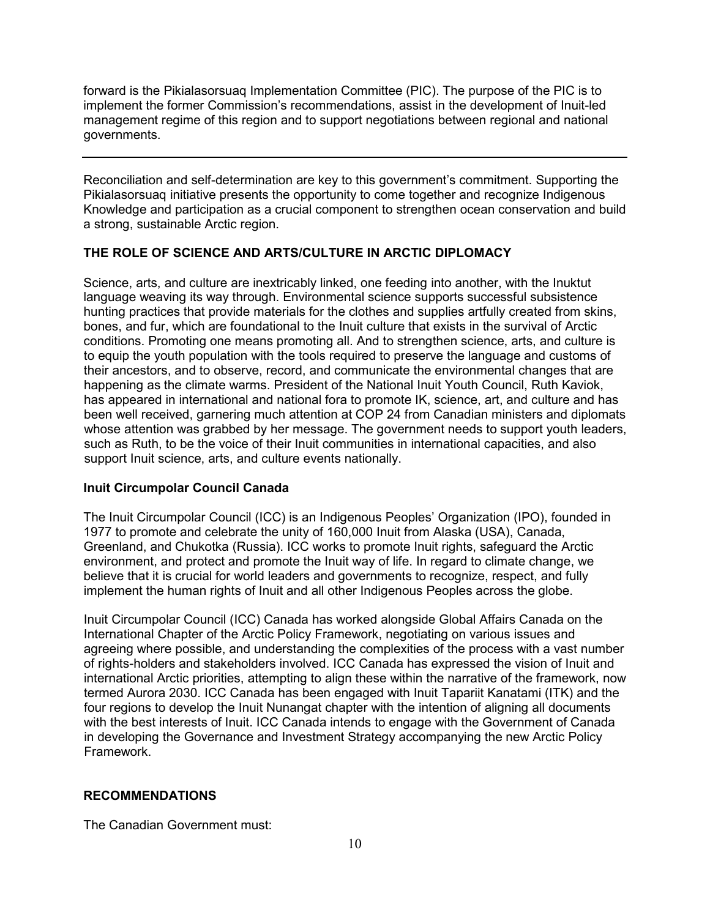forward is the Pikialasorsuaq Implementation Committee (PIC). The purpose of the PIC is to implement the former Commission's recommendations, assist in the development of Inuit-led management regime of this region and to support negotiations between regional and national governments.

---

Reconciliation and self-determination are key to this government's commitment. Supporting the Pikialasorsuaq initiative presents the opportunity to come together and recognize Indigenous Knowledge and participation as a crucial component to strengthen ocean conservation and build a strong, sustainable Arctic region.

## THE ROLE OF SCIENCE AND ARTS/CULTURE IN ARCTIC DIPLOMACY

Science, arts, and culture are inextricably linked, one feeding into another, with the Inuktut language weaving its way through. Environmental science supports successful subsistence hunting practices that provide materials for the clothes and supplies artfully created from skins, bones, and fur, which are foundational to the Inuit culture that exists in the survival of Arctic conditions. Promoting one means promoting all. And to strengthen science, arts, and culture is to equip the youth population with the tools required to preserve the language and customs of their ancestors, and to observe, record, and communicate the environmental changes that are happening as the climate warms. President of the National Inuit Youth Council, Ruth Kaviok, has appeared in international and national fora to promote IK, science, art, and culture and has been well received, garnering much attention at COP 24 from Canadian ministers and diplomats whose attention was grabbed by her message. The government needs to support youth leaders, such as Ruth, to be the voice of their Inuit communities in international capacities, and also support Inuit science, arts, and culture events nationally.

### Inuit Circumpolar Council Canada

The Inuit Circumpolar Council (ICC) is an Indigenous Peoples' Organization (IPO), founded in 1977 to promote and celebrate the unity of 160,000 Inuit from Alaska (USA), Canada, Greenland, and Chukotka (Russia). ICC works to promote Inuit rights, safeguard the Arctic environment, and protect and promote the Inuit way of life. In regard to climate change, we believe that it is crucial for world leaders and governments to recognize, respect, and fully implement the human rights of Inuit and all other Indigenous Peoples across the globe.

Inuit Circumpolar Council (ICC) Canada has worked alongside Global Affairs Canada on the International Chapter of the Arctic Policy Framework, negotiating on various issues and agreeing where possible, and understanding the complexities of the process with a vast number of rights-holders and stakeholders involved. ICC Canada has expressed the vision of Inuit and international Arctic priorities, attempting to align these within the narrative of the framework, now termed Aurora 2030. ICC Canada has been engaged with Inuit Tapariit Kanatami (ITK) and the four regions to develop the Inuit Nunangat chapter with the intention of aligning all documents with the best interests of Inuit. ICC Canada intends to engage with the Government of Canada in developing the Governance and Investment Strategy accompanying the new Arctic Policy Framework.

## RECOMMENDATIONS

The Canadian Government must: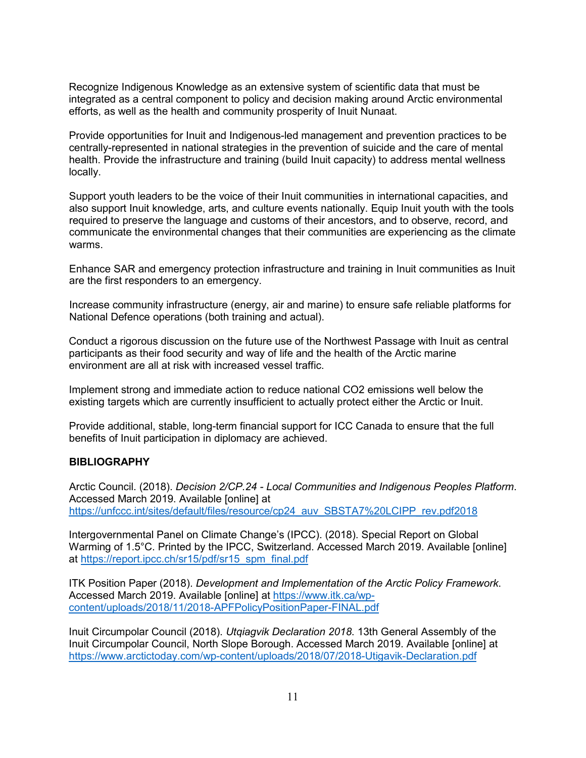Recognize Indigenous Knowledge as an extensive system of scientific data that must be integrated as a central component to policy and decision making around Arctic environmental efforts, as well as the health and community prosperity of Inuit Nunaat.

Provide opportunities for Inuit and Indigenous-led management and prevention practices to be centrally-represented in national strategies in the prevention of suicide and the care of mental health. Provide the infrastructure and training (build Inuit capacity) to address mental wellness locally.

Support youth leaders to be the voice of their Inuit communities in international capacities, and also support Inuit knowledge, arts, and culture events nationally. Equip Inuit youth with the tools required to preserve the language and customs of their ancestors, and to observe, record, and communicate the environmental changes that their communities are experiencing as the climate warms.

Enhance SAR and emergency protection infrastructure and training in Inuit communities as Inuit are the first responders to an emergency.

Increase community infrastructure (energy, air and marine) to ensure safe reliable platforms for National Defence operations (both training and actual).

Conduct a rigorous discussion on the future use of the Northwest Passage with Inuit as central participants as their food security and way of life and the health of the Arctic marine environment are all at risk with increased vessel traffic.

Implement strong and immediate action to reduce national $CO_2$ emissions well below the existing targets which are currently insufficient to actually protect either the Arctic or Inuit.

Provide additional, stable, long-term financial support for ICC Canada to ensure that the full benefits of Inuit participation in diplomacy are achieved.

## BIBLIOGRAPHY

Arctic Council. (2018). *Decision 2/CP.24 - Local Communities and Indigenous Peoples Platform*. Accessed March 2019. Available [online] at https://unfccc.int/sites/default/files/resource/cp24_auv_SBSTA7%20LCIPP_rev.pdf2018

Intergovernmental Panel on Climate Change's (IPCC). (2018). Special Report on Global Warming of 1.5°C. Printed by the IPCC, Switzerland. Accessed March 2019. Available [online] at https://report.ipcc.ch/sr15/pdf/sr15_spm_final.pdf

ITK Position Paper (2018). *Development and Implementation of the Arctic Policy Framework*. Accessed March 2019. Available [online] at https://www.itk.ca/wp-content/uploads/2018/11/2018-APFPolicyPositionPaper-FINAL.pdf

Inuit Circumpolar Council (2018). *Utqiagvik Declaration 2018.* 13th General Assembly of the Inuit Circumpolar Council, North Slope Borough. Accessed March 2019. Available [online] at https://www.arctictoday.com/wp-content/uploads/2018/07/2018-Utigavik-Declaration.pdf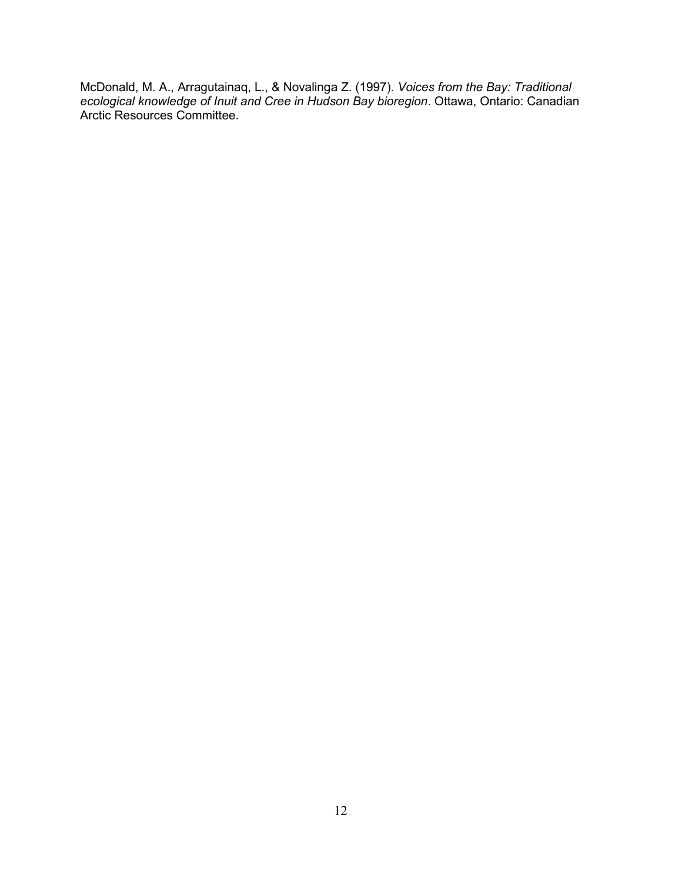McDonald, M. A., Arragutainaq, L., & Novalinga Z. (1997). *Voices from the Bay: Traditional ecological knowledge of Inuit and Cree in Hudson Bay bioregion*. Ottawa, Ontario: Canadian Arctic Resources Committee.